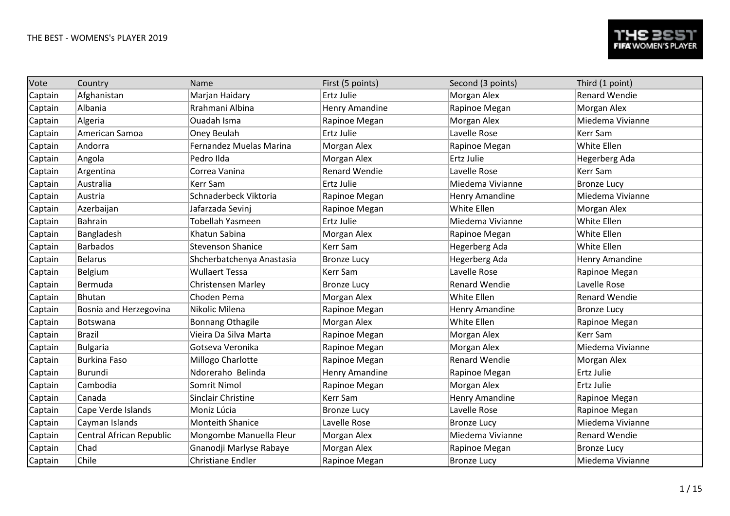# THE BEST - WOMENS's PLAYER 2019

| Vote | Country | Name | First (5 points) | Second (3 points) | Third (1 point) |
|---|---|---|---|---|---|
| Captain | Afghanistan | Marjan Haidary | Ertz Julie | Morgan Alex | Renard Wendie |
| Captain | Albania | Rrahmani Albina | Henry Amandine | Rapinoe Megan | Morgan Alex |
| Captain | Algeria | Ouadah Isma | Rapinoe Megan | Morgan Alex | Miedema Vivianne |
| Captain | American Samoa | Oney Beulah | Ertz Julie | Lavelle Rose | Kerr Sam |
| Captain | Andorra | Fernandez Muelas Marina | Morgan Alex | Rapinoe Megan | White Ellen |
| Captain | Angola | Pedro Ilda | Morgan Alex | Ertz Julie | Hegerberg Ada |
| Captain | Argentina | Correa Vanina | Renard Wendie | Lavelle Rose | Kerr Sam |
| Captain | Australia | Kerr Sam | Ertz Julie | Miedema Vivianne | Bronze Lucy |
| Captain | Austria | Schnaderbeck Viktoria | Rapinoe Megan | Henry Amandine | Miedema Vivianne |
| Captain | Azerbaijan | Jafarzada Sevinj | Rapinoe Megan | White Ellen | Morgan Alex |
| Captain | Bahrain | Tobellah Yasmeen | Ertz Julie | Miedema Vivianne | White Ellen |
| Captain | Bangladesh | Khatun Sabina | Morgan Alex | Rapinoe Megan | White Ellen |
| Captain | Barbados | Stevenson Shanice | Kerr Sam | Hegerberg Ada | White Ellen |
| Captain | Belarus | Shcherbatchenya Anastasia | Bronze Lucy | Hegerberg Ada | Henry Amandine |
| Captain | Belgium | Wullaert Tessa | Kerr Sam | Lavelle Rose | Rapinoe Megan |
| Captain | Bermuda | Christensen Marley | Bronze Lucy | Renard Wendie | Lavelle Rose |
| Captain | Bhutan | Choden Pema | Morgan Alex | White Ellen | Renard Wendie |
| Captain | Bosnia and Herzegovina | Nikolic Milena | Rapinoe Megan | Henry Amandine | Bronze Lucy |
| Captain | Botswana | Bonnang Othagile | Morgan Alex | White Ellen | Rapinoe Megan |
| Captain | Brazil | Vieira Da Silva Marta | Rapinoe Megan | Morgan Alex | Kerr Sam |
| Captain | Bulgaria | Gotseva Veronika | Rapinoe Megan | Morgan Alex | Miedema Vivianne |
| Captain | Burkina Faso | Millogo Charlotte | Rapinoe Megan | Renard Wendie | Morgan Alex |
| Captain | Burundi | Ndoreraho Belinda | Henry Amandine | Rapinoe Megan | Ertz Julie |
| Captain | Cambodia | Somrit Nimol | Rapinoe Megan | Morgan Alex | Ertz Julie |
| Captain | Canada | Sinclair Christine | Kerr Sam | Henry Amandine | Rapinoe Megan |
| Captain | Cape Verde Islands | Moniz Lúcia | Bronze Lucy | Lavelle Rose | Rapinoe Megan |
| Captain | Cayman Islands | Monteith Shanice | Lavelle Rose | Bronze Lucy | Miedema Vivianne |
| Captain | Central African Republic | Mongombe Manuella Fleur | Morgan Alex | Miedema Vivianne | Renard Wendie |
| Captain | Chad | Gnanodji Marlyse Rabaye | Morgan Alex | Rapinoe Megan | Bronze Lucy |
| Captain | Chile | Christiane Endler | Rapinoe Megan | Bronze Lucy | Miedema Vivianne |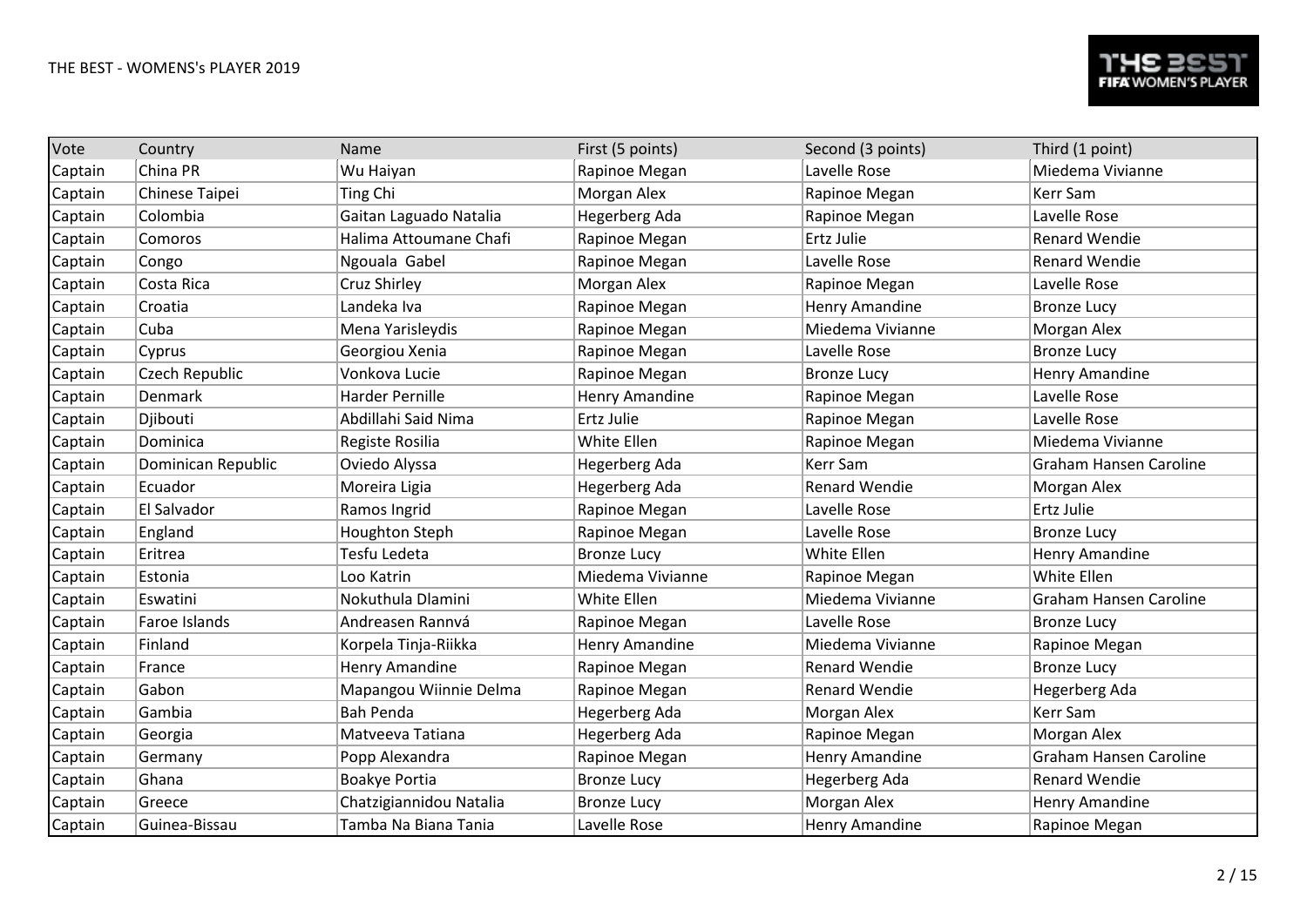THE BEST - WOMENS's PLAYER 2019

| Vote | Country | Name | First (5 points) | Second (3 points) | Third (1 point) |
|---|---|---|---|---|---|
| Captain | China PR | Wu Haiyan | Rapinoe Megan | Lavelle Rose | Miedema Vivianne |
| Captain | Chinese Taipei | Ting Chi | Morgan Alex | Rapinoe Megan | Kerr Sam |
| Captain | Colombia | Gaitan Laguado Natalia | Hegerberg Ada | Rapinoe Megan | Lavelle Rose |
| Captain | Comoros | Halima Attoumane Chafi | Rapinoe Megan | Ertz Julie | Renard Wendie |
| Captain | Congo | Ngouala Gabel | Rapinoe Megan | Lavelle Rose | Renard Wendie |
| Captain | Costa Rica | Cruz Shirley | Morgan Alex | Rapinoe Megan | Lavelle Rose |
| Captain | Croatia | Landeka Iva | Rapinoe Megan | Henry Amandine | Bronze Lucy |
| Captain | Cuba | Mena Yarisleydis | Rapinoe Megan | Miedema Vivianne | Morgan Alex |
| Captain | Cyprus | Georgiou Xenia | Rapinoe Megan | Lavelle Rose | Bronze Lucy |
| Captain | Czech Republic | Vonkova Lucie | Rapinoe Megan | Bronze Lucy | Henry Amandine |
| Captain | Denmark | Harder Pernille | Henry Amandine | Rapinoe Megan | Lavelle Rose |
| Captain | Djibouti | Abdillahi Said Nima | Ertz Julie | Rapinoe Megan | Lavelle Rose |
| Captain | Dominica | Registe Rosilia | White Ellen | Rapinoe Megan | Miedema Vivianne |
| Captain | Dominican Republic | Oviedo Alyssa | Hegerberg Ada | Kerr Sam | Graham Hansen Caroline |
| Captain | Ecuador | Moreira Ligia | Hegerberg Ada | Renard Wendie | Morgan Alex |
| Captain | El Salvador | Ramos Ingrid | Rapinoe Megan | Lavelle Rose | Ertz Julie |
| Captain | England | Houghton Steph | Rapinoe Megan | Lavelle Rose | Bronze Lucy |
| Captain | Eritrea | Tesfu Ledeta | Bronze Lucy | White Ellen | Henry Amandine |
| Captain | Estonia | Loo Katrin | Miedema Vivianne | Rapinoe Megan | White Ellen |
| Captain | Eswatini | Nokuthula Dlamini | White Ellen | Miedema Vivianne | Graham Hansen Caroline |
| Captain | Faroe Islands | Andreasen Rannvá | Rapinoe Megan | Lavelle Rose | Bronze Lucy |
| Captain | Finland | Korpela Tinja-Riikka | Henry Amandine | Miedema Vivianne | Rapinoe Megan |
| Captain | France | Henry Amandine | Rapinoe Megan | Renard Wendie | Bronze Lucy |
| Captain | Gabon | Mapangou Wiinnie Delma | Rapinoe Megan | Renard Wendie | Hegerberg Ada |
| Captain | Gambia | Bah Penda | Hegerberg Ada | Morgan Alex | Kerr Sam |
| Captain | Georgia | Matveeva Tatiana | Hegerberg Ada | Rapinoe Megan | Morgan Alex |
| Captain | Germany | Popp Alexandra | Rapinoe Megan | Henry Amandine | Graham Hansen Caroline |
| Captain | Ghana | Boakye Portia | Bronze Lucy | Hegerberg Ada | Renard Wendie |
| Captain | Greece | Chatzigiannidou Natalia | Bronze Lucy | Morgan Alex | Henry Amandine |
| Captain | Guinea-Bissau | Tamba Na Biana Tania | Lavelle Rose | Henry Amandine | Rapinoe Megan |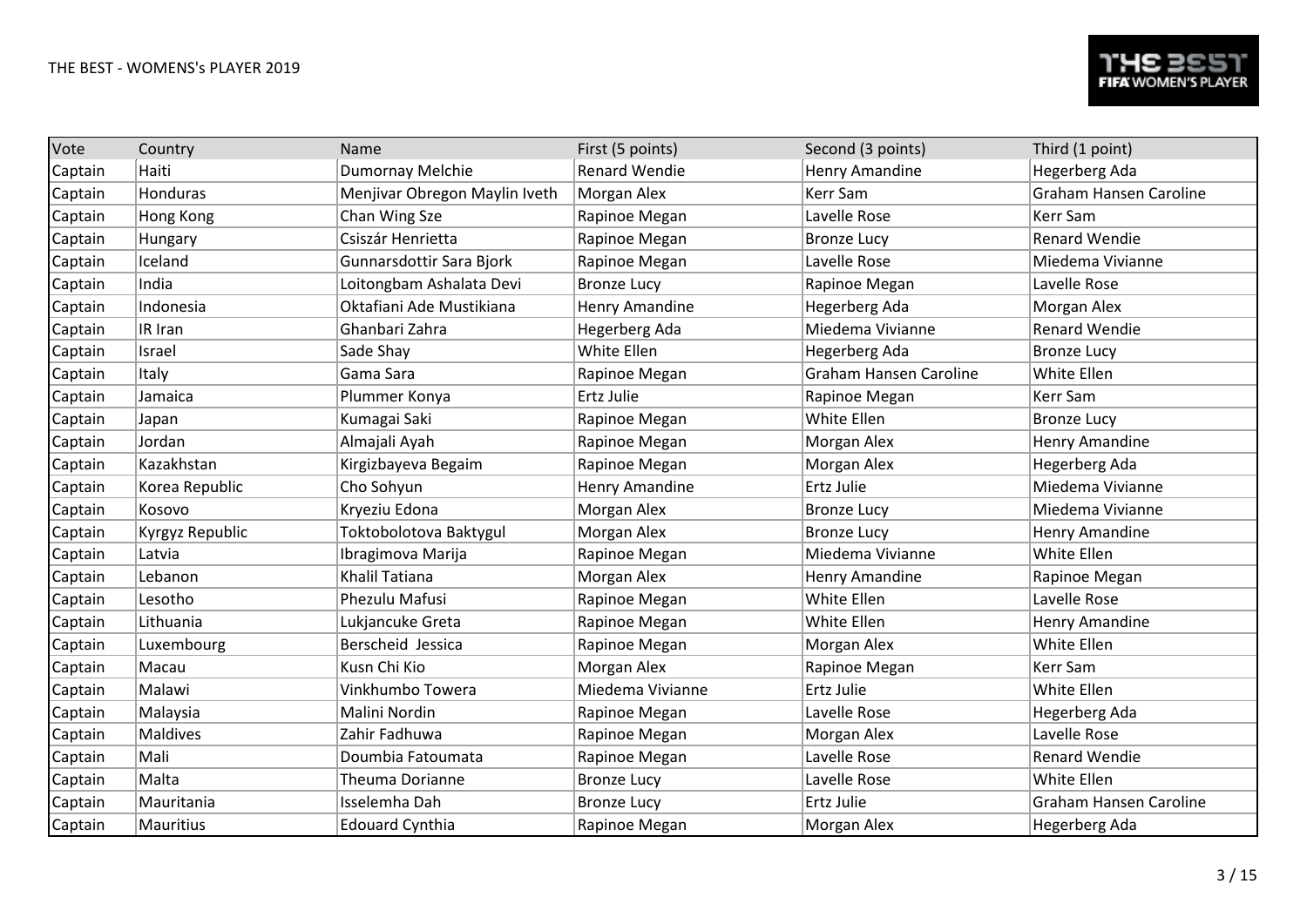THE BEST - WOMENS's PLAYER 2019

| Vote | Country | Name | First (5 points) | Second (3 points) | Third (1 point) |
|---|---|---|---|---|---|
| Captain | Haiti | Dumornay Melchie | Renard Wendie | Henry Amandine | Hegerberg Ada |
| Captain | Honduras | Menjivar Obregon Maylin Iveth | Morgan Alex | Kerr Sam | Graham Hansen Caroline |
| Captain | Hong Kong | Chan Wing Sze | Rapinoe Megan | Lavelle Rose | Kerr Sam |
| Captain | Hungary | Csiszár Henrietta | Rapinoe Megan | Bronze Lucy | Renard Wendie |
| Captain | Iceland | Gunnarsdottir Sara Bjork | Rapinoe Megan | Lavelle Rose | Miedema Vivianne |
| Captain | India | Loitongbam Ashalata Devi | Bronze Lucy | Rapinoe Megan | Lavelle Rose |
| Captain | Indonesia | Oktafiani Ade Mustikiana | Henry Amandine | Hegerberg Ada | Morgan Alex |
| Captain | IR Iran | Ghanbari Zahra | Hegerberg Ada | Miedema Vivianne | Renard Wendie |
| Captain | Israel | Sade Shay | White Ellen | Hegerberg Ada | Bronze Lucy |
| Captain | Italy | Gama Sara | Rapinoe Megan | Graham Hansen Caroline | White Ellen |
| Captain | Jamaica | Plummer Konya | Ertz Julie | Rapinoe Megan | Kerr Sam |
| Captain | Japan | Kumagai Saki | Rapinoe Megan | White Ellen | Bronze Lucy |
| Captain | Jordan | Almajali Ayah | Rapinoe Megan | Morgan Alex | Henry Amandine |
| Captain | Kazakhstan | Kirgizbayeva Begaim | Rapinoe Megan | Morgan Alex | Hegerberg Ada |
| Captain | Korea Republic | Cho Sohyun | Henry Amandine | Ertz Julie | Miedema Vivianne |
| Captain | Kosovo | Kryeziu Edona | Morgan Alex | Bronze Lucy | Miedema Vivianne |
| Captain | Kyrgyz Republic | Toktobolotova Baktygul | Morgan Alex | Bronze Lucy | Henry Amandine |
| Captain | Latvia | Ibragimova Marija | Rapinoe Megan | Miedema Vivianne | White Ellen |
| Captain | Lebanon | Khalil Tatiana | Morgan Alex | Henry Amandine | Rapinoe Megan |
| Captain | Lesotho | Phezulu Mafusi | Rapinoe Megan | White Ellen | Lavelle Rose |
| Captain | Lithuania | Lukjancuke Greta | Rapinoe Megan | White Ellen | Henry Amandine |
| Captain | Luxembourg | Berscheid Jessica | Rapinoe Megan | Morgan Alex | White Ellen |
| Captain | Macau | Kusn Chi Kio | Morgan Alex | Rapinoe Megan | Kerr Sam |
| Captain | Malawi | Vinkhumbo Towera | Miedema Vivianne | Ertz Julie | White Ellen |
| Captain | Malaysia | Malini Nordin | Rapinoe Megan | Lavelle Rose | Hegerberg Ada |
| Captain | Maldives | Zahir Fadhuwa | Rapinoe Megan | Morgan Alex | Lavelle Rose |
| Captain | Mali | Doumbia Fatoumata | Rapinoe Megan | Lavelle Rose | Renard Wendie |
| Captain | Malta | Theuma Dorianne | Bronze Lucy | Lavelle Rose | White Ellen |
| Captain | Mauritania | Isselemha Dah | Bronze Lucy | Ertz Julie | Graham Hansen Caroline |
| Captain | Mauritius | Edouard Cynthia | Rapinoe Megan | Morgan Alex | Hegerberg Ada |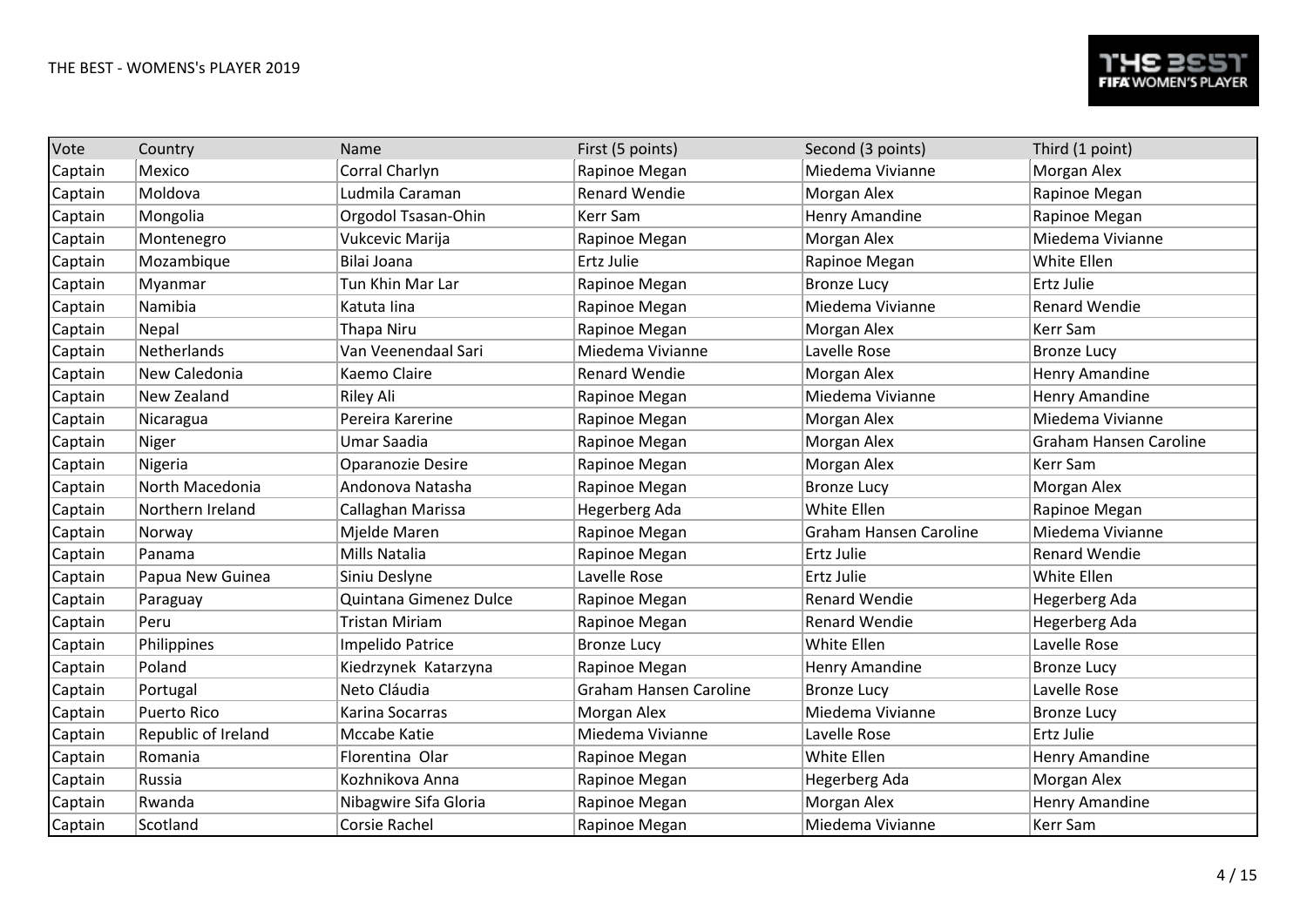THE BEST - WOMENS's PLAYER 2019

| Vote | Country | Name | First (5 points) | Second (3 points) | Third (1 point) |
|---|---|---|---|---|---|
| Captain | Mexico | Corral Charlyn | Rapinoe Megan | Miedema Vivianne | Morgan Alex |
| Captain | Moldova | Ludmila Caraman | Renard Wendie | Morgan Alex | Rapinoe Megan |
| Captain | Mongolia | Orgodol Tsasan-Ohin | Kerr Sam | Henry Amandine | Rapinoe Megan |
| Captain | Montenegro | Vukcevic Marija | Rapinoe Megan | Morgan Alex | Miedema Vivianne |
| Captain | Mozambique | Bilai Joana | Ertz Julie | Rapinoe Megan | White Ellen |
| Captain | Myanmar | Tun Khin Mar Lar | Rapinoe Megan | Bronze Lucy | Ertz Julie |
| Captain | Namibia | Katuta Iina | Rapinoe Megan | Miedema Vivianne | Renard Wendie |
| Captain | Nepal | Thapa Niru | Rapinoe Megan | Morgan Alex | Kerr Sam |
| Captain | Netherlands | Van Veenendaal Sari | Miedema Vivianne | Lavelle Rose | Bronze Lucy |
| Captain | New Caledonia | Kaemo Claire | Renard Wendie | Morgan Alex | Henry Amandine |
| Captain | New Zealand | Riley Ali | Rapinoe Megan | Miedema Vivianne | Henry Amandine |
| Captain | Nicaragua | Pereira Karerine | Rapinoe Megan | Morgan Alex | Miedema Vivianne |
| Captain | Niger | Umar Saadia | Rapinoe Megan | Morgan Alex | Graham Hansen Caroline |
| Captain | Nigeria | Oparanozie Desire | Rapinoe Megan | Morgan Alex | Kerr Sam |
| Captain | North Macedonia | Andonova Natasha | Rapinoe Megan | Bronze Lucy | Morgan Alex |
| Captain | Northern Ireland | Callaghan Marissa | Hegerberg Ada | White Ellen | Rapinoe Megan |
| Captain | Norway | Mjelde Maren | Rapinoe Megan | Graham Hansen Caroline | Miedema Vivianne |
| Captain | Panama | Mills Natalia | Rapinoe Megan | Ertz Julie | Renard Wendie |
| Captain | Papua New Guinea | Siniu Deslyne | Lavelle Rose | Ertz Julie | White Ellen |
| Captain | Paraguay | Quintana Gimenez Dulce | Rapinoe Megan | Renard Wendie | Hegerberg Ada |
| Captain | Peru | Tristan Miriam | Rapinoe Megan | Renard Wendie | Hegerberg Ada |
| Captain | Philippines | Impelido Patrice | Bronze Lucy | White Ellen | Lavelle Rose |
| Captain | Poland | Kiedrzynek Katarzyna | Rapinoe Megan | Henry Amandine | Bronze Lucy |
| Captain | Portugal | Neto Cláudia | Graham Hansen Caroline | Bronze Lucy | Lavelle Rose |
| Captain | Puerto Rico | Karina Socarras | Morgan Alex | Miedema Vivianne | Bronze Lucy |
| Captain | Republic of Ireland | Mccabe Katie | Miedema Vivianne | Lavelle Rose | Ertz Julie |
| Captain | Romania | Florentina Olar | Rapinoe Megan | White Ellen | Henry Amandine |
| Captain | Russia | Kozhnikova Anna | Rapinoe Megan | Hegerberg Ada | Morgan Alex |
| Captain | Rwanda | Nibagwire Sifa Gloria | Rapinoe Megan | Morgan Alex | Henry Amandine |
| Captain | Scotland | Corsie Rachel | Rapinoe Megan | Miedema Vivianne | Kerr Sam |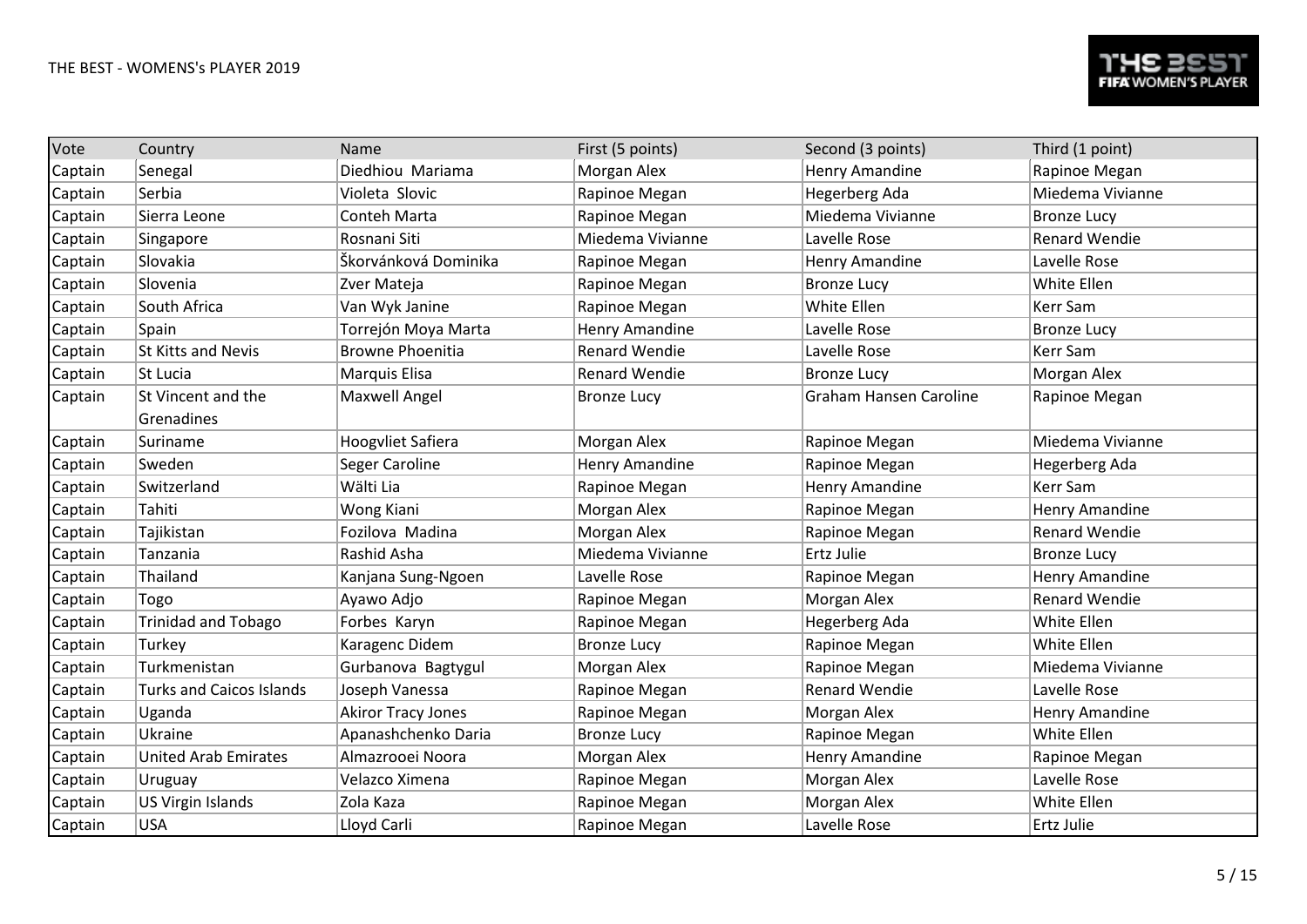THE BEST - WOMENS's PLAYER 2019

| Vote | Country | Name | First (5 points) | Second (3 points) | Third (1 point) |
| --- | --- | --- | --- | --- | --- |
| Captain | Senegal | Diedhiou Mariama | Morgan Alex | Henry Amandine | Rapinoe Megan |
| Captain | Serbia | Violeta Slovic | Rapinoe Megan | Hegerberg Ada | Miedema Vivianne |
| Captain | Sierra Leone | Conteh Marta | Rapinoe Megan | Miedema Vivianne | Bronze Lucy |
| Captain | Singapore | Rosnani Siti | Miedema Vivianne | Lavelle Rose | Renard Wendie |
| Captain | Slovakia | Škorvánková Dominika | Rapinoe Megan | Henry Amandine | Lavelle Rose |
| Captain | Slovenia | Zver Mateja | Rapinoe Megan | Bronze Lucy | White Ellen |
| Captain | South Africa | Van Wyk Janine | Rapinoe Megan | White Ellen | Kerr Sam |
| Captain | Spain | Torrejón Moya Marta | Henry Amandine | Lavelle Rose | Bronze Lucy |
| Captain | St Kitts and Nevis | Browne Phoenitia | Renard Wendie | Lavelle Rose | Kerr Sam |
| Captain | St Lucia | Marquis Elisa | Renard Wendie | Bronze Lucy | Morgan Alex |
| Captain | St Vincent and the Grenadines | Maxwell Angel | Bronze Lucy | Graham Hansen Caroline | Rapinoe Megan |
| Captain | Suriname | Hoogvliet Safiera | Morgan Alex | Rapinoe Megan | Miedema Vivianne |
| Captain | Sweden | Seger Caroline | Henry Amandine | Rapinoe Megan | Hegerberg Ada |
| Captain | Switzerland | Wälti Lia | Rapinoe Megan | Henry Amandine | Kerr Sam |
| Captain | Tahiti | Wong Kiani | Morgan Alex | Rapinoe Megan | Henry Amandine |
| Captain | Tajikistan | Fozilova Madina | Morgan Alex | Rapinoe Megan | Renard Wendie |
| Captain | Tanzania | Rashid Asha | Miedema Vivianne | Ertz Julie | Bronze Lucy |
| Captain | Thailand | Kanjana Sung-Ngoen | Lavelle Rose | Rapinoe Megan | Henry Amandine |
| Captain | Togo | Ayawo Adjo | Rapinoe Megan | Morgan Alex | Renard Wendie |
| Captain | Trinidad and Tobago | Forbes Karyn | Rapinoe Megan | Hegerberg Ada | White Ellen |
| Captain | Turkey | Karagenc Didem | Bronze Lucy | Rapinoe Megan | White Ellen |
| Captain | Turkmenistan | Gurbanova Bagtygul | Morgan Alex | Rapinoe Megan | Miedema Vivianne |
| Captain | Turks and Caicos Islands | Joseph Vanessa | Rapinoe Megan | Renard Wendie | Lavelle Rose |
| Captain | Uganda | Akiror Tracy Jones | Rapinoe Megan | Morgan Alex | Henry Amandine |
| Captain | Ukraine | Apanashchenko Daria | Bronze Lucy | Rapinoe Megan | White Ellen |
| Captain | United Arab Emirates | Almazrooei Noora | Morgan Alex | Henry Amandine | Rapinoe Megan |
| Captain | Uruguay | Velazco Ximena | Rapinoe Megan | Morgan Alex | Lavelle Rose |
| Captain | US Virgin Islands | Zola Kaza | Rapinoe Megan | Morgan Alex | White Ellen |
| Captain | USA | Lloyd Carli | Rapinoe Megan | Lavelle Rose | Ertz Julie |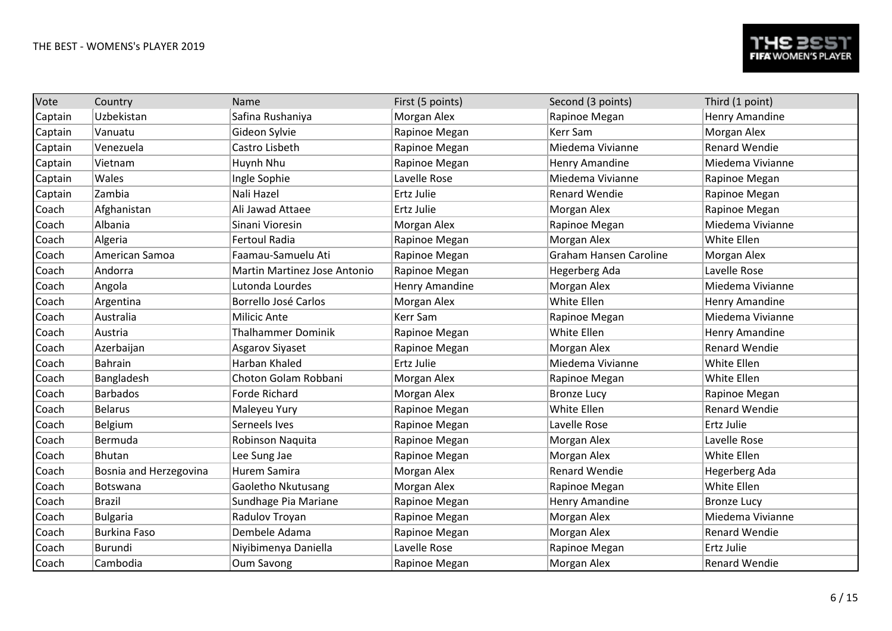THE BEST - WOMENS's PLAYER 2019

| Vote | Country | Name | First (5 points) | Second (3 points) | Third (1 point) |
|---|---|---|---|---|---|
| Captain | Uzbekistan | Safina Rushaniya | Morgan Alex | Rapinoe Megan | Henry Amandine |
| Captain | Vanuatu | Gideon Sylvie | Rapinoe Megan | Kerr Sam | Morgan Alex |
| Captain | Venezuela | Castro Lisbeth | Rapinoe Megan | Miedema Vivianne | Renard Wendie |
| Captain | Vietnam | Huynh Nhu | Rapinoe Megan | Henry Amandine | Miedema Vivianne |
| Captain | Wales | Ingle Sophie | Lavelle Rose | Miedema Vivianne | Rapinoe Megan |
| Captain | Zambia | Nali Hazel | Ertz Julie | Renard Wendie | Rapinoe Megan |
| Coach | Afghanistan | Ali Jawad Attaee | Ertz Julie | Morgan Alex | Rapinoe Megan |
| Coach | Albania | Sinani Vioresin | Morgan Alex | Rapinoe Megan | Miedema Vivianne |
| Coach | Algeria | Fertoul Radia | Rapinoe Megan | Morgan Alex | White Ellen |
| Coach | American Samoa | Faamau-Samuelu Ati | Rapinoe Megan | Graham Hansen Caroline | Morgan Alex |
| Coach | Andorra | Martin Martinez Jose Antonio | Rapinoe Megan | Hegerberg Ada | Lavelle Rose |
| Coach | Angola | Lutonda Lourdes | Henry Amandine | Morgan Alex | Miedema Vivianne |
| Coach | Argentina | Borrello José Carlos | Morgan Alex | White Ellen | Henry Amandine |
| Coach | Australia | Milicic Ante | Kerr Sam | Rapinoe Megan | Miedema Vivianne |
| Coach | Austria | Thalhammer Dominik | Rapinoe Megan | White Ellen | Henry Amandine |
| Coach | Azerbaijan | Asgarov Siyaset | Rapinoe Megan | Morgan Alex | Renard Wendie |
| Coach | Bahrain | Harban Khaled | Ertz Julie | Miedema Vivianne | White Ellen |
| Coach | Bangladesh | Choton Golam Robbani | Morgan Alex | Rapinoe Megan | White Ellen |
| Coach | Barbados | Forde Richard | Morgan Alex | Bronze Lucy | Rapinoe Megan |
| Coach | Belarus | Maleyeu Yury | Rapinoe Megan | White Ellen | Renard Wendie |
| Coach | Belgium | Serneels Ives | Rapinoe Megan | Lavelle Rose | Ertz Julie |
| Coach | Bermuda | Robinson Naquita | Rapinoe Megan | Morgan Alex | Lavelle Rose |
| Coach | Bhutan | Lee Sung Jae | Rapinoe Megan | Morgan Alex | White Ellen |
| Coach | Bosnia and Herzegovina | Hurem Samira | Morgan Alex | Renard Wendie | Hegerberg Ada |
| Coach | Botswana | Gaoletho Nkutusang | Morgan Alex | Rapinoe Megan | White Ellen |
| Coach | Brazil | Sundhage Pia Mariane | Rapinoe Megan | Henry Amandine | Bronze Lucy |
| Coach | Bulgaria | Radulov Troyan | Rapinoe Megan | Morgan Alex | Miedema Vivianne |
| Coach | Burkina Faso | Dembele Adama | Rapinoe Megan | Morgan Alex | Renard Wendie |
| Coach | Burundi | Niyibimenya Daniella | Lavelle Rose | Rapinoe Megan | Ertz Julie |
| Coach | Cambodia | Oum Savong | Rapinoe Megan | Morgan Alex | Renard Wendie |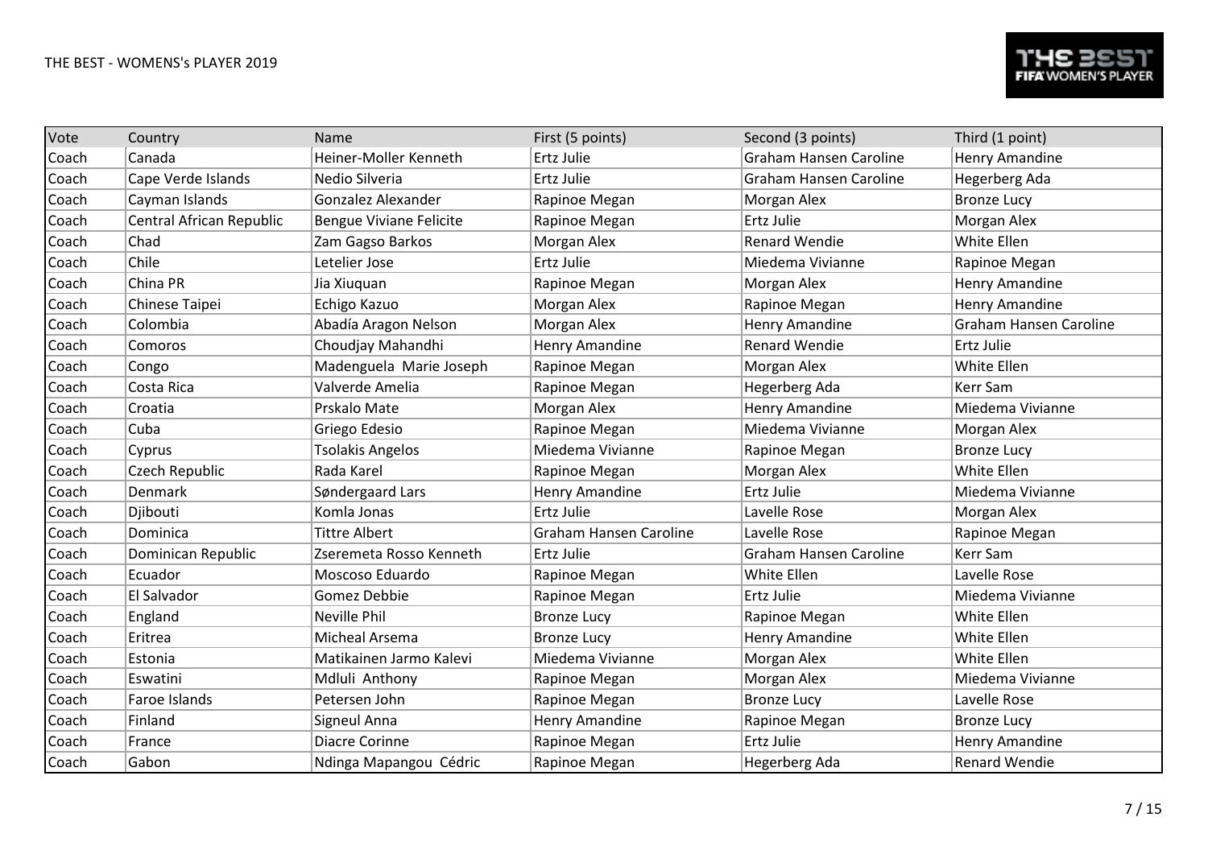| Vote | Country | Name | First (5 points) | Second (3 points) | Third (1 point) |
| --- | --- | --- | --- | --- | --- |
| Coach | Canada | Heiner-Moller Kenneth | Ertz Julie | Graham Hansen Caroline | Henry Amandine |
| Coach | Cape Verde Islands | Nedio Silveria | Ertz Julie | Graham Hansen Caroline | Hegerberg Ada |
| Coach | Cayman Islands | Gonzalez Alexander | Rapinoe Megan | Morgan Alex | Bronze Lucy |
| Coach | Central African Republic | Bengue Viviane Felicite | Rapinoe Megan | Ertz Julie | Morgan Alex |
| Coach | Chad | Zam Gagso Barkos | Morgan Alex | Renard Wendie | White Ellen |
| Coach | Chile | Letelier Jose | Ertz Julie | Miedema Vivianne | Rapinoe Megan |
| Coach | China PR | Jia Xiuquan | Rapinoe Megan | Morgan Alex | Henry Amandine |
| Coach | Chinese Taipei | Echigo Kazuo | Morgan Alex | Rapinoe Megan | Henry Amandine |
| Coach | Colombia | Abadía Aragon Nelson | Morgan Alex | Henry Amandine | Graham Hansen Caroline |
| Coach | Comoros | Choudjay Mahandhi | Henry Amandine | Renard Wendie | Ertz Julie |
| Coach | Congo | Madenguela Marie Joseph | Rapinoe Megan | Morgan Alex | White Ellen |
| Coach | Costa Rica | Valverde Amelia | Rapinoe Megan | Hegerberg Ada | Kerr Sam |
| Coach | Croatia | Prskalo Mate | Morgan Alex | Henry Amandine | Miedema Vivianne |
| Coach | Cuba | Griego Edesio | Rapinoe Megan | Miedema Vivianne | Morgan Alex |
| Coach | Cyprus | Tsolakis Angelos | Miedema Vivianne | Rapinoe Megan | Bronze Lucy |
| Coach | Czech Republic | Rada Karel | Rapinoe Megan | Morgan Alex | White Ellen |
| Coach | Denmark | Søndergaard Lars | Henry Amandine | Ertz Julie | Miedema Vivianne |
| Coach | Djibouti | Komla Jonas | Ertz Julie | Lavelle Rose | Morgan Alex |
| Coach | Dominica | Tittre Albert | Graham Hansen Caroline | Lavelle Rose | Rapinoe Megan |
| Coach | Dominican Republic | Zseremeta Rosso Kenneth | Ertz Julie | Graham Hansen Caroline | Kerr Sam |
| Coach | Ecuador | Moscoso Eduardo | Rapinoe Megan | White Ellen | Lavelle Rose |
| Coach | El Salvador | Gomez Debbie | Rapinoe Megan | Ertz Julie | Miedema Vivianne |
| Coach | England | Neville Phil | Bronze Lucy | Rapinoe Megan | White Ellen |
| Coach | Eritrea | Micheal Arsema | Bronze Lucy | Henry Amandine | White Ellen |
| Coach | Estonia | Matikainen Jarmo Kalevi | Miedema Vivianne | Morgan Alex | White Ellen |
| Coach | Eswatini | Mdluli Anthony | Rapinoe Megan | Morgan Alex | Miedema Vivianne |
| Coach | Faroe Islands | Petersen John | Rapinoe Megan | Bronze Lucy | Lavelle Rose |
| Coach | Finland | Signeul Anna | Henry Amandine | Rapinoe Megan | Bronze Lucy |
| Coach | France | Diacre Corinne | Rapinoe Megan | Ertz Julie | Henry Amandine |
| Coach | Gabon | Ndinga Mapangou Cédric | Rapinoe Megan | Hegerberg Ada | Renard Wendie |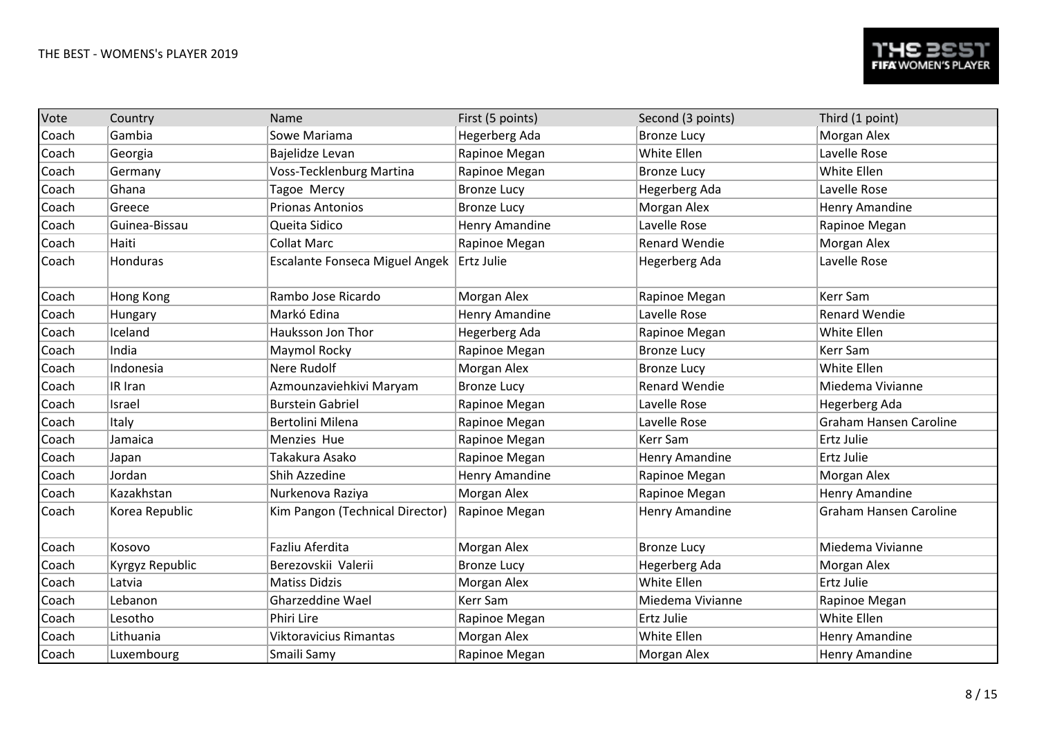THE BEST - WOMENS's PLAYER 2019

| Vote | Country | Name | First (5 points) | Second (3 points) | Third (1 point) |
| --- | --- | --- | --- | --- | --- |
| Coach | Gambia | Sowe Mariama | Hegerberg Ada | Bronze Lucy | Morgan Alex |
| Coach | Georgia | Bajelidze Levan | Rapinoe Megan | White Ellen | Lavelle Rose |
| Coach | Germany | Voss-Tecklenburg Martina | Rapinoe Megan | Bronze Lucy | White Ellen |
| Coach | Ghana | Tagoe Mercy | Bronze Lucy | Hegerberg Ada | Lavelle Rose |
| Coach | Greece | Prionas Antonios | Bronze Lucy | Morgan Alex | Henry Amandine |
| Coach | Guinea-Bissau | Queita Sidico | Henry Amandine | Lavelle Rose | Rapinoe Megan |
| Coach | Haiti | Collat Marc | Rapinoe Megan | Renard Wendie | Morgan Alex |
| Coach | Honduras | Escalante Fonseca Miguel Angek | Ertz Julie | Hegerberg Ada | Lavelle Rose |
| Coach | Hong Kong | Rambo Jose Ricardo | Morgan Alex | Rapinoe Megan | Kerr Sam |
| Coach | Hungary | Markó Edina | Henry Amandine | Lavelle Rose | Renard Wendie |
| Coach | Iceland | Hauksson Jon Thor | Hegerberg Ada | Rapinoe Megan | White Ellen |
| Coach | India | Maymol Rocky | Rapinoe Megan | Bronze Lucy | Kerr Sam |
| Coach | Indonesia | Nere Rudolf | Morgan Alex | Bronze Lucy | White Ellen |
| Coach | IR Iran | Azmounzaviehkivi Maryam | Bronze Lucy | Renard Wendie | Miedema Vivianne |
| Coach | Israel | Burstein Gabriel | Rapinoe Megan | Lavelle Rose | Hegerberg Ada |
| Coach | Italy | Bertolini Milena | Rapinoe Megan | Lavelle Rose | Graham Hansen Caroline |
| Coach | Jamaica | Menzies Hue | Rapinoe Megan | Kerr Sam | Ertz Julie |
| Coach | Japan | Takakura Asako | Rapinoe Megan | Henry Amandine | Ertz Julie |
| Coach | Jordan | Shih Azzedine | Henry Amandine | Rapinoe Megan | Morgan Alex |
| Coach | Kazakhstan | Nurkenova Raziya | Morgan Alex | Rapinoe Megan | Henry Amandine |
| Coach | Korea Republic | Kim Pangon (Technical Director) | Rapinoe Megan | Henry Amandine | Graham Hansen Caroline |
| Coach | Kosovo | Fazliu Aferdita | Morgan Alex | Bronze Lucy | Miedema Vivianne |
| Coach | Kyrgyz Republic | Berezovskii Valerii | Bronze Lucy | Hegerberg Ada | Morgan Alex |
| Coach | Latvia | Matiss Didzis | Morgan Alex | White Ellen | Ertz Julie |
| Coach | Lebanon | Gharzeddine Wael | Kerr Sam | Miedema Vivianne | Rapinoe Megan |
| Coach | Lesotho | Phiri Lire | Rapinoe Megan | Ertz Julie | White Ellen |
| Coach | Lithuania | Viktoravicius Rimantas | Morgan Alex | White Ellen | Henry Amandine |
| Coach | Luxembourg | Smaili Samy | Rapinoe Megan | Morgan Alex | Henry Amandine |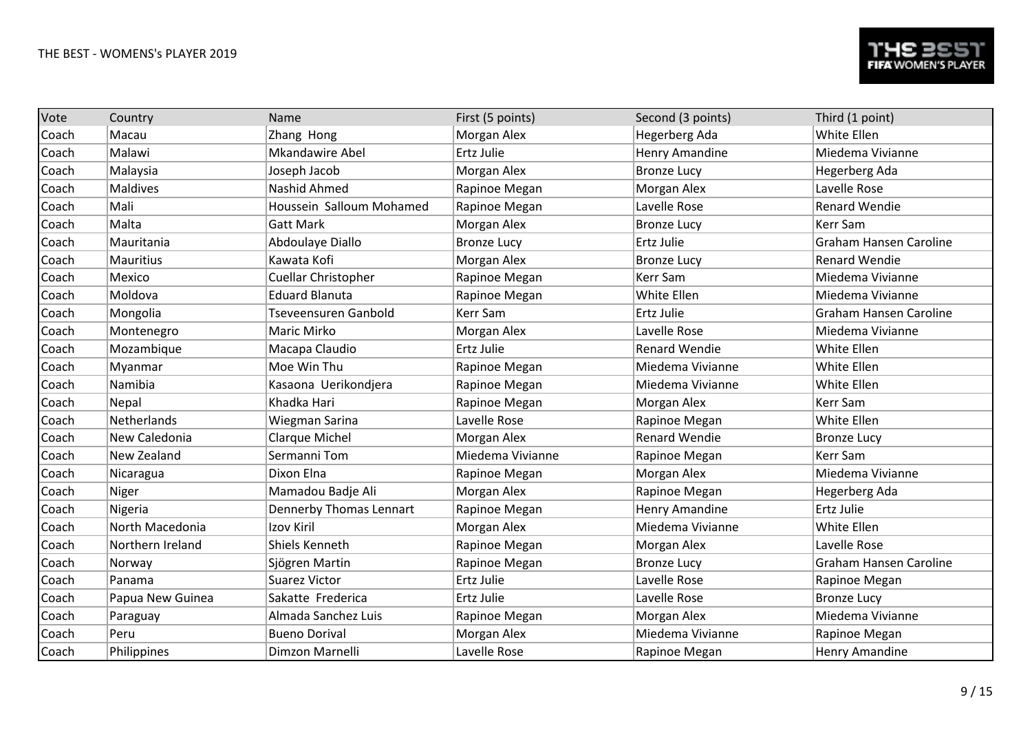THE BEST - WOMENS's PLAYER 2019

| Vote | Country | Name | First (5 points) | Second (3 points) | Third (1 point) |
|---|---|---|---|---|---|
| Coach | Macau | Zhang Hong | Morgan Alex | Hegerberg Ada | White Ellen |
| Coach | Malawi | Mkandawire Abel | Ertz Julie | Henry Amandine | Miedema Vivianne |
| Coach | Malaysia | Joseph Jacob | Morgan Alex | Bronze Lucy | Hegerberg Ada |
| Coach | Maldives | Nashid Ahmed | Rapinoe Megan | Morgan Alex | Lavelle Rose |
| Coach | Mali | Houssein Salloum Mohamed | Rapinoe Megan | Lavelle Rose | Renard Wendie |
| Coach | Malta | Gatt Mark | Morgan Alex | Bronze Lucy | Kerr Sam |
| Coach | Mauritania | Abdoulaye Diallo | Bronze Lucy | Ertz Julie | Graham Hansen Caroline |
| Coach | Mauritius | Kawata Kofi | Morgan Alex | Bronze Lucy | Renard Wendie |
| Coach | Mexico | Cuellar Christopher | Rapinoe Megan | Kerr Sam | Miedema Vivianne |
| Coach | Moldova | Eduard Blanuta | Rapinoe Megan | White Ellen | Miedema Vivianne |
| Coach | Mongolia | Tseveensuren Ganbold | Kerr Sam | Ertz Julie | Graham Hansen Caroline |
| Coach | Montenegro | Maric Mirko | Morgan Alex | Lavelle Rose | Miedema Vivianne |
| Coach | Mozambique | Macapa Claudio | Ertz Julie | Renard Wendie | White Ellen |
| Coach | Myanmar | Moe Win Thu | Rapinoe Megan | Miedema Vivianne | White Ellen |
| Coach | Namibia | Kasaona Uerikondjera | Rapinoe Megan | Miedema Vivianne | White Ellen |
| Coach | Nepal | Khadka Hari | Rapinoe Megan | Morgan Alex | Kerr Sam |
| Coach | Netherlands | Wiegman Sarina | Lavelle Rose | Rapinoe Megan | White Ellen |
| Coach | New Caledonia | Clarque Michel | Morgan Alex | Renard Wendie | Bronze Lucy |
| Coach | New Zealand | Sermanni Tom | Miedema Vivianne | Rapinoe Megan | Kerr Sam |
| Coach | Nicaragua | Dixon Elna | Rapinoe Megan | Morgan Alex | Miedema Vivianne |
| Coach | Niger | Mamadou Badje Ali | Morgan Alex | Rapinoe Megan | Hegerberg Ada |
| Coach | Nigeria | Dennerby Thomas Lennart | Rapinoe Megan | Henry Amandine | Ertz Julie |
| Coach | North Macedonia | Izov Kiril | Morgan Alex | Miedema Vivianne | White Ellen |
| Coach | Northern Ireland | Shiels Kenneth | Rapinoe Megan | Morgan Alex | Lavelle Rose |
| Coach | Norway | Sjögren Martin | Rapinoe Megan | Bronze Lucy | Graham Hansen Caroline |
| Coach | Panama | Suarez Victor | Ertz Julie | Lavelle Rose | Rapinoe Megan |
| Coach | Papua New Guinea | Sakatte Frederica | Ertz Julie | Lavelle Rose | Bronze Lucy |
| Coach | Paraguay | Almada Sanchez Luis | Rapinoe Megan | Morgan Alex | Miedema Vivianne |
| Coach | Peru | Bueno Dorival | Morgan Alex | Miedema Vivianne | Rapinoe Megan |
| Coach | Philippines | Dimzon Marnelli | Lavelle Rose | Rapinoe Megan | Henry Amandine |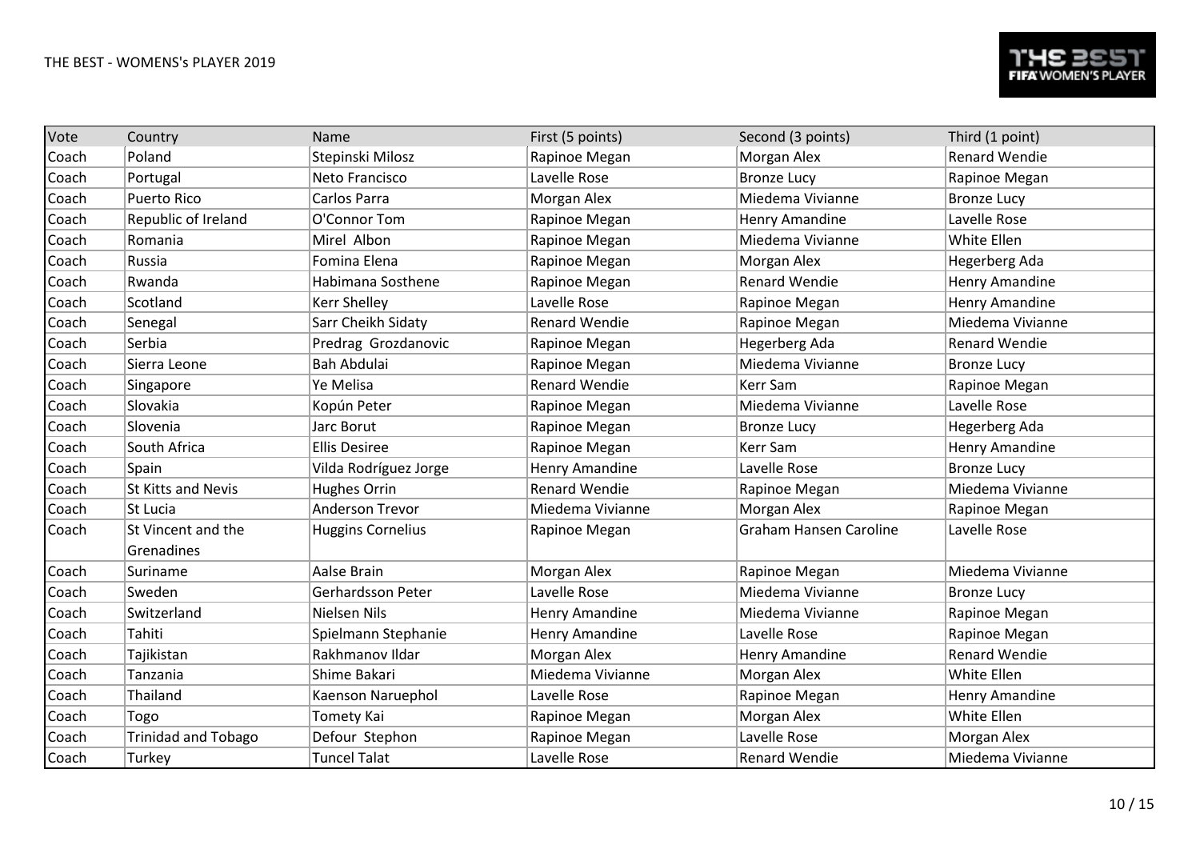THE BEST - WOMENS's PLAYER 2019

| Vote | Country | Name | First (5 points) | Second (3 points) | Third (1 point) |
|---|---|---|---|---|---|
| Coach | Poland | Stepinski Milosz | Rapinoe Megan | Morgan Alex | Renard Wendie |
| Coach | Portugal | Neto Francisco | Lavelle Rose | Bronze Lucy | Rapinoe Megan |
| Coach | Puerto Rico | Carlos Parra | Morgan Alex | Miedema Vivianne | Bronze Lucy |
| Coach | Republic of Ireland | O'Connor Tom | Rapinoe Megan | Henry Amandine | Lavelle Rose |
| Coach | Romania | Mirel Albon | Rapinoe Megan | Miedema Vivianne | White Ellen |
| Coach | Russia | Fomina Elena | Rapinoe Megan | Morgan Alex | Hegerberg Ada |
| Coach | Rwanda | Habimana Sosthene | Rapinoe Megan | Renard Wendie | Henry Amandine |
| Coach | Scotland | Kerr Shelley | Lavelle Rose | Rapinoe Megan | Henry Amandine |
| Coach | Senegal | Sarr Cheikh Sidaty | Renard Wendie | Rapinoe Megan | Miedema Vivianne |
| Coach | Serbia | Predrag Grozdanovic | Rapinoe Megan | Hegerberg Ada | Renard Wendie |
| Coach | Sierra Leone | Bah Abdulai | Rapinoe Megan | Miedema Vivianne | Bronze Lucy |
| Coach | Singapore | Ye Melisa | Renard Wendie | Kerr Sam | Rapinoe Megan |
| Coach | Slovakia | Kopún Peter | Rapinoe Megan | Miedema Vivianne | Lavelle Rose |
| Coach | Slovenia | Jarc Borut | Rapinoe Megan | Bronze Lucy | Hegerberg Ada |
| Coach | South Africa | Ellis Desiree | Rapinoe Megan | Kerr Sam | Henry Amandine |
| Coach | Spain | Vilda Rodríguez Jorge | Henry Amandine | Lavelle Rose | Bronze Lucy |
| Coach | St Kitts and Nevis | Hughes Orrin | Renard Wendie | Rapinoe Megan | Miedema Vivianne |
| Coach | St Lucia | Anderson Trevor | Miedema Vivianne | Morgan Alex | Rapinoe Megan |
| Coach | St Vincent and the Grenadines | Huggins Cornelius | Rapinoe Megan | Graham Hansen Caroline | Lavelle Rose |
| Coach | Suriname | Aalse Brain | Morgan Alex | Rapinoe Megan | Miedema Vivianne |
| Coach | Sweden | Gerhardsson Peter | Lavelle Rose | Miedema Vivianne | Bronze Lucy |
| Coach | Switzerland | Nielsen Nils | Henry Amandine | Miedema Vivianne | Rapinoe Megan |
| Coach | Tahiti | Spielmann Stephanie | Henry Amandine | Lavelle Rose | Rapinoe Megan |
| Coach | Tajikistan | Rakhmanov Ildar | Morgan Alex | Henry Amandine | Renard Wendie |
| Coach | Tanzania | Shime Bakari | Miedema Vivianne | Morgan Alex | White Ellen |
| Coach | Thailand | Kaenson Naruephol | Lavelle Rose | Rapinoe Megan | Henry Amandine |
| Coach | Togo | Tomety Kai | Rapinoe Megan | Morgan Alex | White Ellen |
| Coach | Trinidad and Tobago | Defour Stephon | Rapinoe Megan | Lavelle Rose | Morgan Alex |
| Coach | Turkey | Tuncel Talat | Lavelle Rose | Renard Wendie | Miedema Vivianne |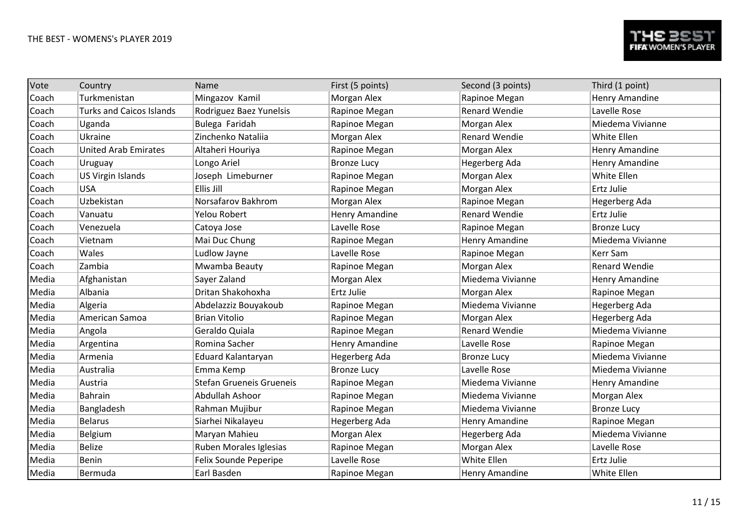| Vote | Country | Name | First (5 points) | Second (3 points) | Third (1 point) |
|---|---|---|---|---|---|
| Coach | Turkmenistan | Mingazov  Kamil | Morgan Alex | Rapinoe Megan | Henry Amandine |
| Coach | Turks and Caicos Islands | Rodriguez Baez Yunelsis | Rapinoe Megan | Renard Wendie | Lavelle Rose |
| Coach | Uganda | Bulega  Faridah | Rapinoe Megan | Morgan Alex | Miedema Vivianne |
| Coach | Ukraine | Zinchenko Nataliia | Morgan Alex | Renard Wendie | White Ellen |
| Coach | United Arab Emirates | Altaheri Houriya | Rapinoe Megan | Morgan Alex | Henry Amandine |
| Coach | Uruguay | Longo Ariel | Bronze Lucy | Hegerberg Ada | Henry Amandine |
| Coach | US Virgin Islands | Joseph  Limeburner | Rapinoe Megan | Morgan Alex | White Ellen |
| Coach | USA | Ellis Jill | Rapinoe Megan | Morgan Alex | Ertz Julie |
| Coach | Uzbekistan | Norsafarov Bakhrom | Morgan Alex | Rapinoe Megan | Hegerberg Ada |
| Coach | Vanuatu | Yelou Robert | Henry Amandine | Renard Wendie | Ertz Julie |
| Coach | Venezuela | Catoya Jose | Lavelle Rose | Rapinoe Megan | Bronze Lucy |
| Coach | Vietnam | Mai Duc Chung | Rapinoe Megan | Henry Amandine | Miedema Vivianne |
| Coach | Wales | Ludlow Jayne | Lavelle Rose | Rapinoe Megan | Kerr Sam |
| Coach | Zambia | Mwamba Beauty | Rapinoe Megan | Morgan Alex | Renard Wendie |
| Media | Afghanistan | Sayer Zaland | Morgan Alex | Miedema Vivianne | Henry Amandine |
| Media | Albania | Dritan Shakohoxha | Ertz Julie | Morgan Alex | Rapinoe Megan |
| Media | Algeria | Abdelazziz Bouyakoub | Rapinoe Megan | Miedema Vivianne | Hegerberg Ada |
| Media | American Samoa | Brian Vitolio | Rapinoe Megan | Morgan Alex | Hegerberg Ada |
| Media | Angola | Geraldo Quiala | Rapinoe Megan | Renard Wendie | Miedema Vivianne |
| Media | Argentina | Romina Sacher | Henry Amandine | Lavelle Rose | Rapinoe Megan |
| Media | Armenia | Eduard Kalantaryan | Hegerberg Ada | Bronze Lucy | Miedema Vivianne |
| Media | Australia | Emma Kemp | Bronze Lucy | Lavelle Rose | Miedema Vivianne |
| Media | Austria | Stefan Grueneis Grueneis | Rapinoe Megan | Miedema Vivianne | Henry Amandine |
| Media | Bahrain | Abdullah Ashoor | Rapinoe Megan | Miedema Vivianne | Morgan Alex |
| Media | Bangladesh | Rahman Mujibur | Rapinoe Megan | Miedema Vivianne | Bronze Lucy |
| Media | Belarus | Siarhei Nikalayeu | Hegerberg Ada | Henry Amandine | Rapinoe Megan |
| Media | Belgium | Maryan Mahieu | Morgan Alex | Hegerberg Ada | Miedema Vivianne |
| Media | Belize | Ruben Morales Iglesias | Rapinoe Megan | Morgan Alex | Lavelle Rose |
| Media | Benin | Felix Sounde Peperipe | Lavelle Rose | White Ellen | Ertz Julie |
| Media | Bermuda | Earl Basden | Rapinoe Megan | Henry Amandine | White Ellen |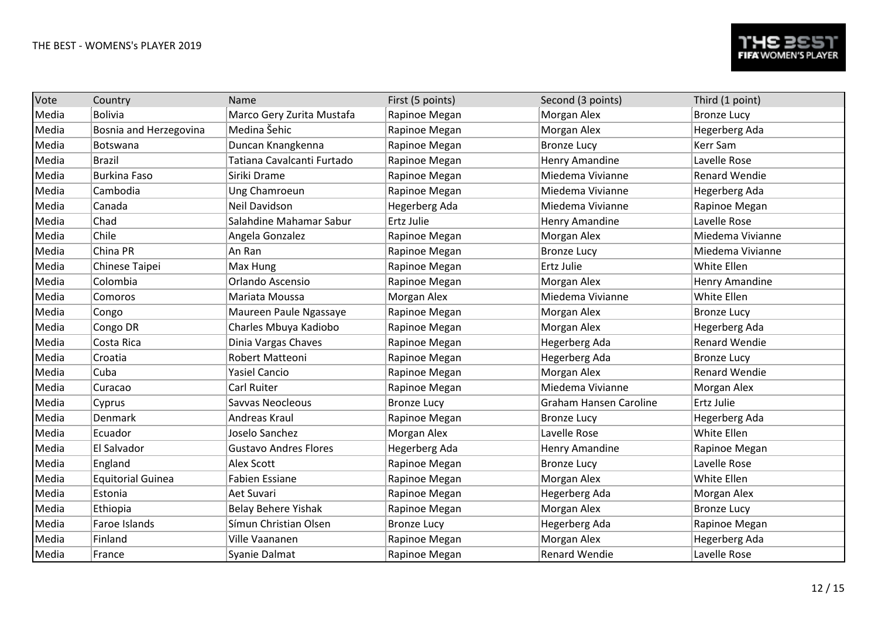THE BEST - WOMENS's PLAYER 2019

| Vote | Country | Name | First (5 points) | Second (3 points) | Third (1 point) |
|---|---|---|---|---|---|
| Media | Bolivia | Marco Gery Zurita Mustafa | Rapinoe Megan | Morgan Alex | Bronze Lucy |
| Media | Bosnia and Herzegovina | Medina Šehic | Rapinoe Megan | Morgan Alex | Hegerberg Ada |
| Media | Botswana | Duncan Knangkenna | Rapinoe Megan | Bronze Lucy | Kerr Sam |
| Media | Brazil | Tatiana Cavalcanti Furtado | Rapinoe Megan | Henry Amandine | Lavelle Rose |
| Media | Burkina Faso | Siriki Drame | Rapinoe Megan | Miedema Vivianne | Renard Wendie |
| Media | Cambodia | Ung Chamroeun | Rapinoe Megan | Miedema Vivianne | Hegerberg Ada |
| Media | Canada | Neil Davidson | Hegerberg Ada | Miedema Vivianne | Rapinoe Megan |
| Media | Chad | Salahdine Mahamar Sabur | Ertz Julie | Henry Amandine | Lavelle Rose |
| Media | Chile | Angela Gonzalez | Rapinoe Megan | Morgan Alex | Miedema Vivianne |
| Media | China PR | An Ran | Rapinoe Megan | Bronze Lucy | Miedema Vivianne |
| Media | Chinese Taipei | Max Hung | Rapinoe Megan | Ertz Julie | White Ellen |
| Media | Colombia | Orlando Ascensio | Rapinoe Megan | Morgan Alex | Henry Amandine |
| Media | Comoros | Mariata Moussa | Morgan Alex | Miedema Vivianne | White Ellen |
| Media | Congo | Maureen Paule Ngassaye | Rapinoe Megan | Morgan Alex | Bronze Lucy |
| Media | Congo DR | Charles Mbuya Kadiobo | Rapinoe Megan | Morgan Alex | Hegerberg Ada |
| Media | Costa Rica | Dinia Vargas Chaves | Rapinoe Megan | Hegerberg Ada | Renard Wendie |
| Media | Croatia | Robert Matteoni | Rapinoe Megan | Hegerberg Ada | Bronze Lucy |
| Media | Cuba | Yasiel Cancio | Rapinoe Megan | Morgan Alex | Renard Wendie |
| Media | Curacao | Carl Ruiter | Rapinoe Megan | Miedema Vivianne | Morgan Alex |
| Media | Cyprus | Savvas Neocleous | Bronze Lucy | Graham Hansen Caroline | Ertz Julie |
| Media | Denmark | Andreas Kraul | Rapinoe Megan | Bronze Lucy | Hegerberg Ada |
| Media | Ecuador | Joselo Sanchez | Morgan Alex | Lavelle Rose | White Ellen |
| Media | El Salvador | Gustavo Andres Flores | Hegerberg Ada | Henry Amandine | Rapinoe Megan |
| Media | England | Alex Scott | Rapinoe Megan | Bronze Lucy | Lavelle Rose |
| Media | Equitorial Guinea | Fabien Essiane | Rapinoe Megan | Morgan Alex | White Ellen |
| Media | Estonia | Aet Suvari | Rapinoe Megan | Hegerberg Ada | Morgan Alex |
| Media | Ethiopia | Belay Behere Yishak | Rapinoe Megan | Morgan Alex | Bronze Lucy |
| Media | Faroe Islands | Símun Christian Olsen | Bronze Lucy | Hegerberg Ada | Rapinoe Megan |
| Media | Finland | Ville Vaananen | Rapinoe Megan | Morgan Alex | Hegerberg Ada |
| Media | France | Syanie Dalmat | Rapinoe Megan | Renard Wendie | Lavelle Rose |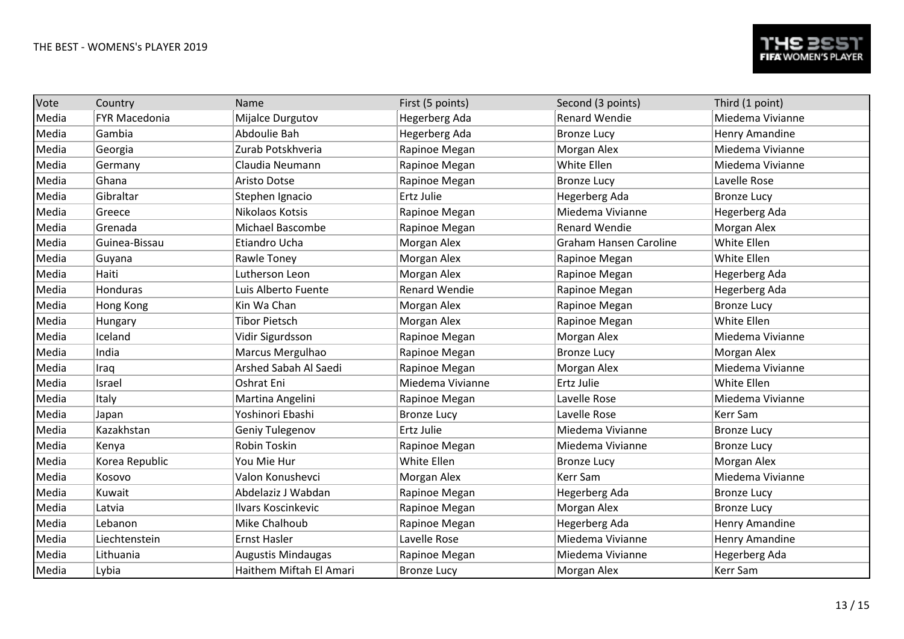THE BEST - WOMENS's PLAYER 2019

| Vote | Country | Name | First (5 points) | Second (3 points) | Third (1 point) |
|---|---|---|---|---|---|
| Media | FYR Macedonia | Mijalce Durgutov | Hegerberg Ada | Renard Wendie | Miedema Vivianne |
| Media | Gambia | Abdoulie Bah | Hegerberg Ada | Bronze Lucy | Henry Amandine |
| Media | Georgia | Zurab Potskhveria | Rapinoe Megan | Morgan Alex | Miedema Vivianne |
| Media | Germany | Claudia Neumann | Rapinoe Megan | White Ellen | Miedema Vivianne |
| Media | Ghana | Aristo Dotse | Rapinoe Megan | Bronze Lucy | Lavelle Rose |
| Media | Gibraltar | Stephen Ignacio | Ertz Julie | Hegerberg Ada | Bronze Lucy |
| Media | Greece | Nikolaos Kotsis | Rapinoe Megan | Miedema Vivianne | Hegerberg Ada |
| Media | Grenada | Michael Bascombe | Rapinoe Megan | Renard Wendie | Morgan Alex |
| Media | Guinea-Bissau | Etiandro Ucha | Morgan Alex | Graham Hansen Caroline | White Ellen |
| Media | Guyana | Rawle Toney | Morgan Alex | Rapinoe Megan | White Ellen |
| Media | Haiti | Lutherson Leon | Morgan Alex | Rapinoe Megan | Hegerberg Ada |
| Media | Honduras | Luis Alberto Fuente | Renard Wendie | Rapinoe Megan | Hegerberg Ada |
| Media | Hong Kong | Kin Wa Chan | Morgan Alex | Rapinoe Megan | Bronze Lucy |
| Media | Hungary | Tibor Pietsch | Morgan Alex | Rapinoe Megan | White Ellen |
| Media | Iceland | Vidir Sigurdsson | Rapinoe Megan | Morgan Alex | Miedema Vivianne |
| Media | India | Marcus Mergulhao | Rapinoe Megan | Bronze Lucy | Morgan Alex |
| Media | Iraq | Arshed Sabah Al Saedi | Rapinoe Megan | Morgan Alex | Miedema Vivianne |
| Media | Israel | Oshrat Eni | Miedema Vivianne | Ertz Julie | White Ellen |
| Media | Italy | Martina Angelini | Rapinoe Megan | Lavelle Rose | Miedema Vivianne |
| Media | Japan | Yoshinori Ebashi | Bronze Lucy | Lavelle Rose | Kerr Sam |
| Media | Kazakhstan | Geniy Tulegenov | Ertz Julie | Miedema Vivianne | Bronze Lucy |
| Media | Kenya | Robin Toskin | Rapinoe Megan | Miedema Vivianne | Bronze Lucy |
| Media | Korea Republic | You Mie Hur | White Ellen | Bronze Lucy | Morgan Alex |
| Media | Kosovo | Valon Konushevci | Morgan Alex | Kerr Sam | Miedema Vivianne |
| Media | Kuwait | Abdelaziz J Wabdan | Rapinoe Megan | Hegerberg Ada | Bronze Lucy |
| Media | Latvia | Ilvars Koscinkevic | Rapinoe Megan | Morgan Alex | Bronze Lucy |
| Media | Lebanon | Mike Chalhoub | Rapinoe Megan | Hegerberg Ada | Henry Amandine |
| Media | Liechtenstein | Ernst Hasler | Lavelle Rose | Miedema Vivianne | Henry Amandine |
| Media | Lithuania | Augustis Mindaugas | Rapinoe Megan | Miedema Vivianne | Hegerberg Ada |
| Media | Lybia | Haithem Miftah El Amari | Bronze Lucy | Morgan Alex | Kerr Sam |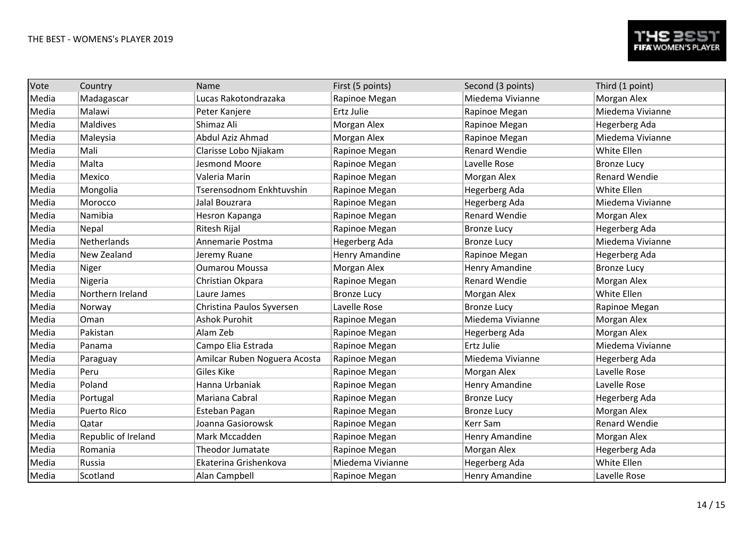| Vote | Country | Name | First (5 points) | Second (3 points) | Third (1 point) |
|---|---|---|---|---|---|
| Media | Madagascar | Lucas Rakotondrazaka | Rapinoe Megan | Miedema Vivianne | Morgan Alex |
| Media | Malawi | Peter Kanjere | Ertz Julie | Rapinoe Megan | Miedema Vivianne |
| Media | Maldives | Shimaz Ali | Morgan Alex | Rapinoe Megan | Hegerberg Ada |
| Media | Maleysia | Abdul Aziz Ahmad | Morgan Alex | Rapinoe Megan | Miedema Vivianne |
| Media | Mali | Clarisse Lobo Njiakam | Rapinoe Megan | Renard Wendie | White Ellen |
| Media | Malta | Jesmond Moore | Rapinoe Megan | Lavelle Rose | Bronze Lucy |
| Media | Mexico | Valeria Marin | Rapinoe Megan | Morgan Alex | Renard Wendie |
| Media | Mongolia | Tserensodnom Enkhtuvshin | Rapinoe Megan | Hegerberg Ada | White Ellen |
| Media | Morocco | Jalal Bouzrara | Rapinoe Megan | Hegerberg Ada | Miedema Vivianne |
| Media | Namibia | Hesron Kapanga | Rapinoe Megan | Renard Wendie | Morgan Alex |
| Media | Nepal | Ritesh Rijal | Rapinoe Megan | Bronze Lucy | Hegerberg Ada |
| Media | Netherlands | Annemarie Postma | Hegerberg Ada | Bronze Lucy | Miedema Vivianne |
| Media | New Zealand | Jeremy Ruane | Henry Amandine | Rapinoe Megan | Hegerberg Ada |
| Media | Niger | Oumarou Moussa | Morgan Alex | Henry Amandine | Bronze Lucy |
| Media | Nigeria | Christian Okpara | Rapinoe Megan | Renard Wendie | Morgan Alex |
| Media | Northern Ireland | Laure James | Bronze Lucy | Morgan Alex | White Ellen |
| Media | Norway | Christina Paulos Syversen | Lavelle Rose | Bronze Lucy | Rapinoe Megan |
| Media | Oman | Ashok Purohit | Rapinoe Megan | Miedema Vivianne | Morgan Alex |
| Media | Pakistan | Alam Zeb | Rapinoe Megan | Hegerberg Ada | Morgan Alex |
| Media | Panama | Campo Elia Estrada | Rapinoe Megan | Ertz Julie | Miedema Vivianne |
| Media | Paraguay | Amilcar Ruben Noguera Acosta | Rapinoe Megan | Miedema Vivianne | Hegerberg Ada |
| Media | Peru | Giles Kike | Rapinoe Megan | Morgan Alex | Lavelle Rose |
| Media | Poland | Hanna Urbaniak | Rapinoe Megan | Henry Amandine | Lavelle Rose |
| Media | Portugal | Mariana Cabral | Rapinoe Megan | Bronze Lucy | Hegerberg Ada |
| Media | Puerto Rico | Esteban Pagan | Rapinoe Megan | Bronze Lucy | Morgan Alex |
| Media | Qatar | Joanna Gasiorowsk | Rapinoe Megan | Kerr Sam | Renard Wendie |
| Media | Republic of Ireland | Mark Mccadden | Rapinoe Megan | Henry Amandine | Morgan Alex |
| Media | Romania | Theodor Jumatate | Rapinoe Megan | Morgan Alex | Hegerberg Ada |
| Media | Russia | Ekaterina Grishenkova | Miedema Vivianne | Hegerberg Ada | White Ellen |
| Media | Scotland | Alan Campbell | Rapinoe Megan | Henry Amandine | Lavelle Rose |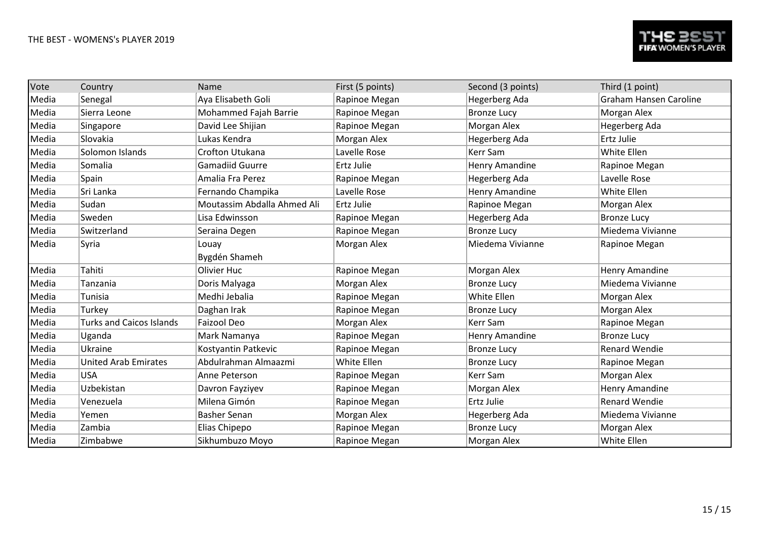| Vote | Country | Name | First (5 points) | Second (3 points) | Third (1 point) |
|---|---|---|---|---|---|
| Media | Senegal | Aya Elisabeth Goli | Rapinoe Megan | Hegerberg Ada | Graham Hansen Caroline |
| Media | Sierra Leone | Mohammed Fajah Barrie | Rapinoe Megan | Bronze Lucy | Morgan Alex |
| Media | Singapore | David Lee Shijian | Rapinoe Megan | Morgan Alex | Hegerberg Ada |
| Media | Slovakia | Lukas Kendra | Morgan Alex | Hegerberg Ada | Ertz Julie |
| Media | Solomon Islands | Crofton Utukana | Lavelle Rose | Kerr Sam | White Ellen |
| Media | Somalia | Gamadiid Guurre | Ertz Julie | Henry Amandine | Rapinoe Megan |
| Media | Spain | Amalia Fra Perez | Rapinoe Megan | Hegerberg Ada | Lavelle Rose |
| Media | Sri Lanka | Fernando Champika | Lavelle Rose | Henry Amandine | White Ellen |
| Media | Sudan | Moutassim Abdalla Ahmed Ali | Ertz Julie | Rapinoe Megan | Morgan Alex |
| Media | Sweden | Lisa Edwinsson | Rapinoe Megan | Hegerberg Ada | Bronze Lucy |
| Media | Switzerland | Seraina Degen | Rapinoe Megan | Bronze Lucy | Miedema Vivianne |
| Media | Syria | Louay Bygdén Shameh | Morgan Alex | Miedema Vivianne | Rapinoe Megan |
| Media | Tahiti | Olivier Huc | Rapinoe Megan | Morgan Alex | Henry Amandine |
| Media | Tanzania | Doris Malyaga | Morgan Alex | Bronze Lucy | Miedema Vivianne |
| Media | Tunisia | Medhi Jebalia | Rapinoe Megan | White Ellen | Morgan Alex |
| Media | Turkey | Daghan Irak | Rapinoe Megan | Bronze Lucy | Morgan Alex |
| Media | Turks and Caicos Islands | Faizool Deo | Morgan Alex | Kerr Sam | Rapinoe Megan |
| Media | Uganda | Mark Namanya | Rapinoe Megan | Henry Amandine | Bronze Lucy |
| Media | Ukraine | Kostyantin Patkevic | Rapinoe Megan | Bronze Lucy | Renard Wendie |
| Media | United Arab Emirates | Abdulrahman Almaazmi | White Ellen | Bronze Lucy | Rapinoe Megan |
| Media | USA | Anne Peterson | Rapinoe Megan | Kerr Sam | Morgan Alex |
| Media | Uzbekistan | Davron Fayziyev | Rapinoe Megan | Morgan Alex | Henry Amandine |
| Media | Venezuela | Milena Gimón | Rapinoe Megan | Ertz Julie | Renard Wendie |
| Media | Yemen | Basher Senan | Morgan Alex | Hegerberg Ada | Miedema Vivianne |
| Media | Zambia | Elias Chipepo | Rapinoe Megan | Bronze Lucy | Morgan Alex |
| Media | Zimbabwe | Sikhumbuzo Moyo | Rapinoe Megan | Morgan Alex | White Ellen |